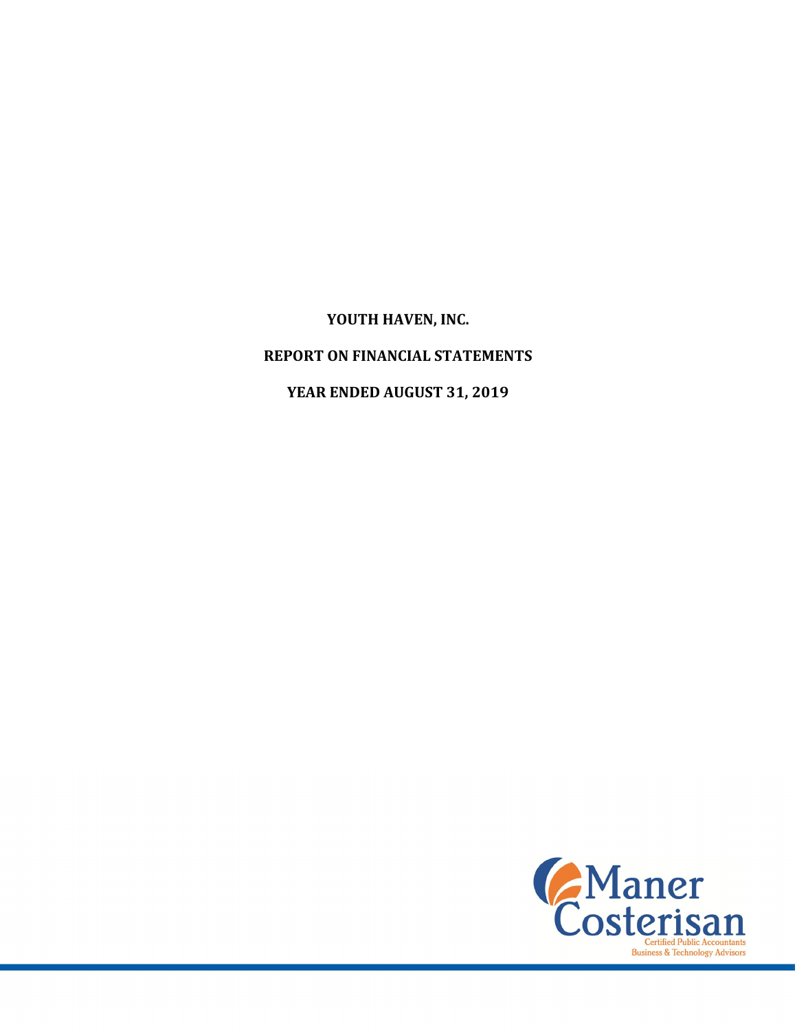# YOUTH HAVEN, INC.

## REPORT ON FINANCIAL STATEMENTS

## YEAR ENDED AUGUST 31, 2019

Maner Costerisan

Certified Public Accountants
Business & Technology Advisors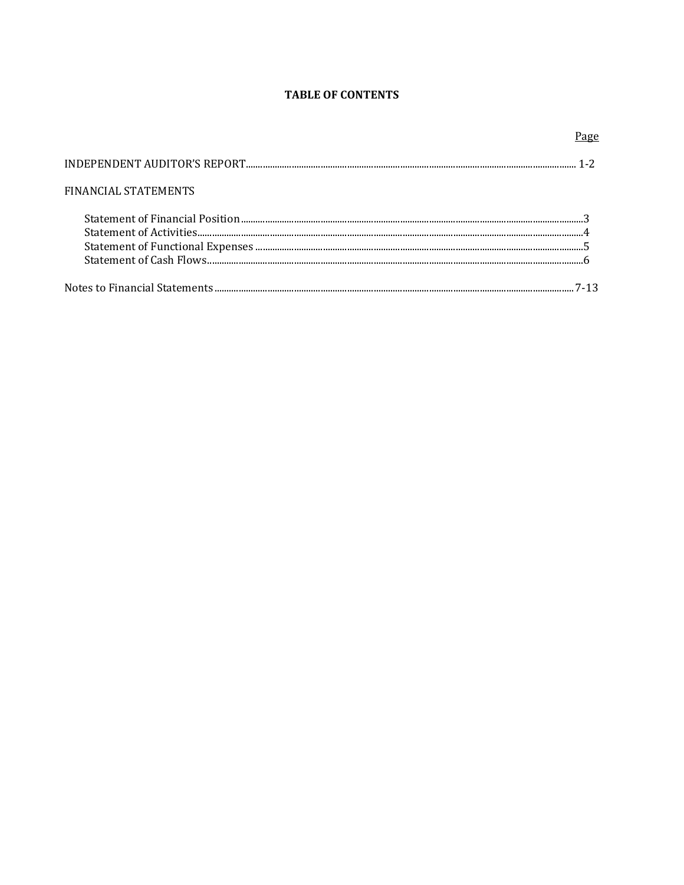**TABLE OF CONTENTS**

| | Page |
|---|---|
| INDEPENDENT AUDITOR'S REPORT | 1-2 |
| FINANCIAL STATEMENTS | |
| Statement of Financial Position | 3 |
| Statement of Activities | 4 |
| Statement of Functional Expenses | 5 |
| Statement of Cash Flows | 6 |
| Notes to Financial Statements | 7-13 |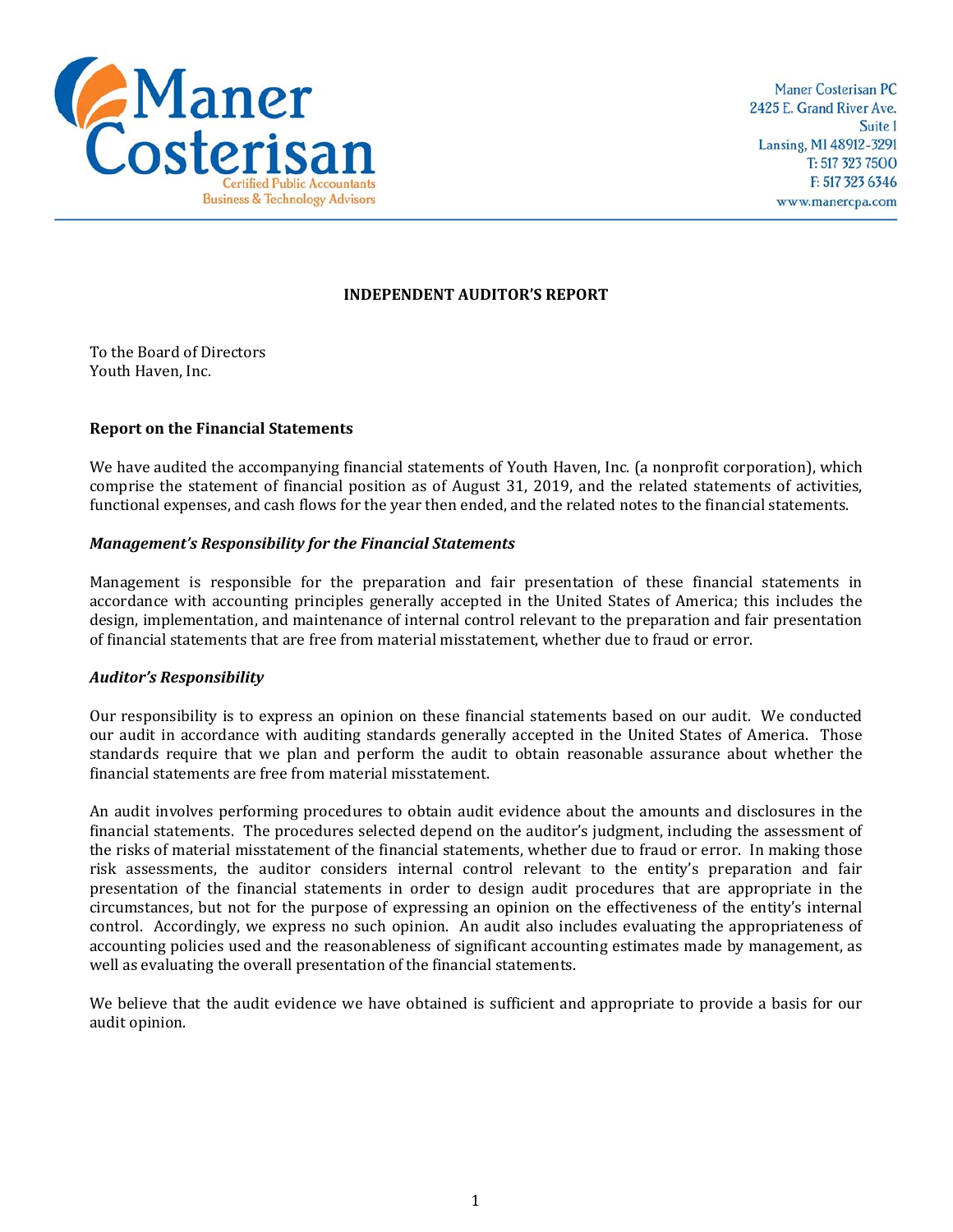Maner Costerisan

Certified Public Accountants
Business & Technology Advisors

Maner Costerisan PC
2425 E. Grand River Ave.
Suite 1
Lansing, MI 48912-3291
T: 517 323 7500
F: 517 323 6346
www.manercpa.com

## INDEPENDENT AUDITOR'S REPORT

To the Board of Directors
Youth Haven, Inc.

### Report on the Financial Statements

We have audited the accompanying financial statements of Youth Haven, Inc. (a nonprofit corporation), which comprise the statement of financial position as of August 31, 2019, and the related statements of activities, functional expenses, and cash flows for the year then ended, and the related notes to the financial statements.

#### *Management's Responsibility for the Financial Statements*

Management is responsible for the preparation and fair presentation of these financial statements in accordance with accounting principles generally accepted in the United States of America; this includes the design, implementation, and maintenance of internal control relevant to the preparation and fair presentation of financial statements that are free from material misstatement, whether due to fraud or error.

#### *Auditor's Responsibility*

Our responsibility is to express an opinion on these financial statements based on our audit. We conducted our audit in accordance with auditing standards generally accepted in the United States of America. Those standards require that we plan and perform the audit to obtain reasonable assurance about whether the financial statements are free from material misstatement.

An audit involves performing procedures to obtain audit evidence about the amounts and disclosures in the financial statements. The procedures selected depend on the auditor's judgment, including the assessment of the risks of material misstatement of the financial statements, whether due to fraud or error. In making those risk assessments, the auditor considers internal control relevant to the entity's preparation and fair presentation of the financial statements in order to design audit procedures that are appropriate in the circumstances, but not for the purpose of expressing an opinion on the effectiveness of the entity's internal control. Accordingly, we express no such opinion. An audit also includes evaluating the appropriateness of accounting policies used and the reasonableness of significant accounting estimates made by management, as well as evaluating the overall presentation of the financial statements.

We believe that the audit evidence we have obtained is sufficient and appropriate to provide a basis for our audit opinion.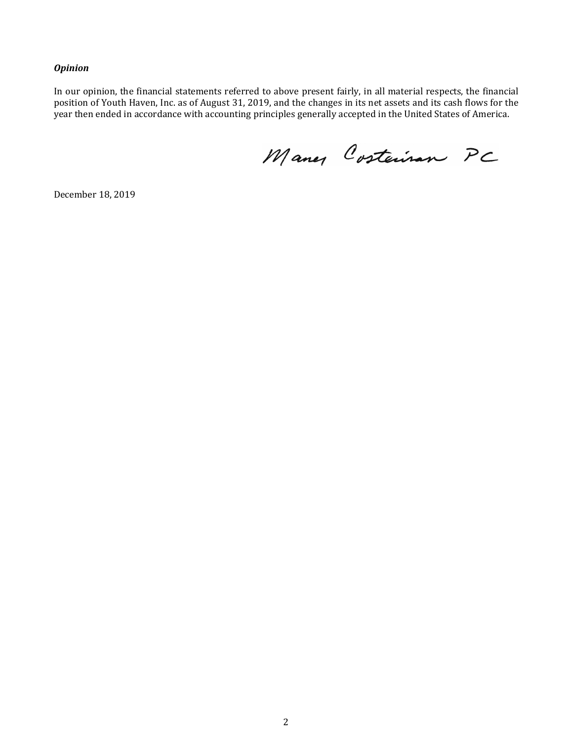***Opinion***

In our opinion, the financial statements referred to above present fairly, in all material respects, the financial position of Youth Haven, Inc. as of August 31, 2019, and the changes in its net assets and its cash flows for the year then ended in accordance with accounting principles generally accepted in the United States of America.

Maner Costerisan PC

December 18, 2019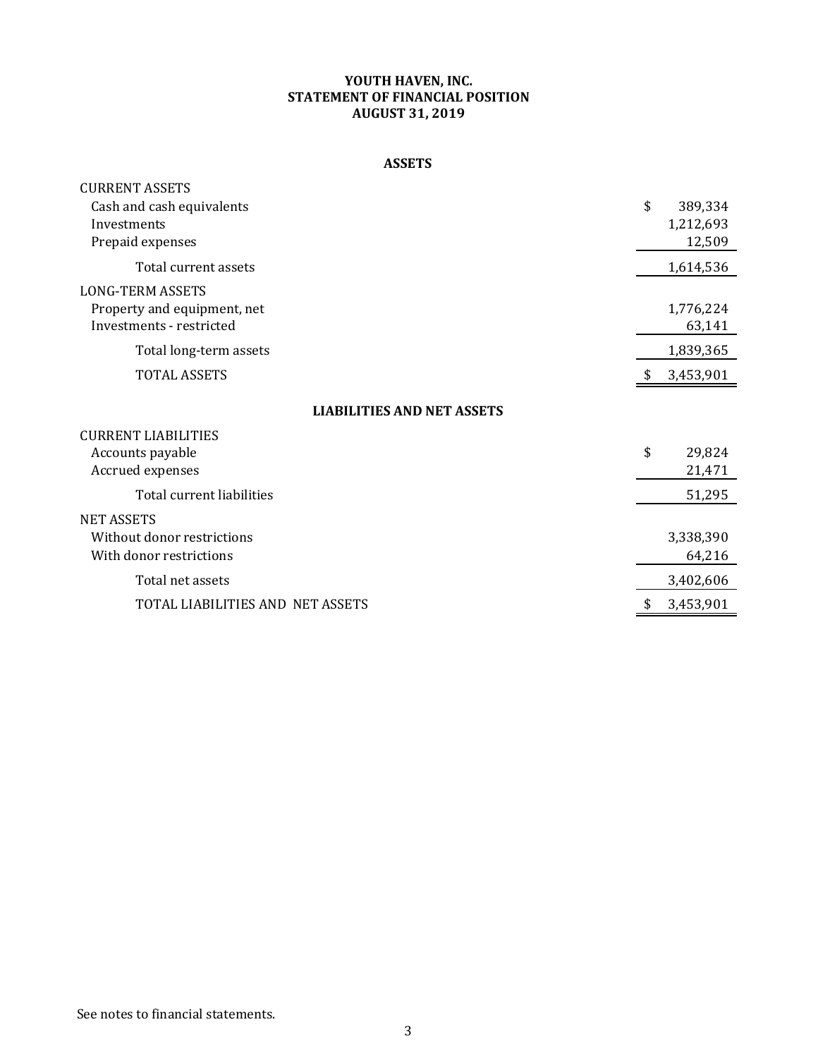**YOUTH HAVEN, INC.**
**STATEMENT OF FINANCIAL POSITION**
**AUGUST 31, 2019**

**ASSETS**

| | |
|---|---|
| CURRENT ASSETS | |
| Cash and cash equivalents | $ 389,334 |
| Investments | 1,212,693 |
| Prepaid expenses | 12,509 |
| Total current assets | 1,614,536 |
| LONG-TERM ASSETS | |
| Property and equipment, net | 1,776,224 |
| Investments - restricted | 63,141 |
| Total long-term assets | 1,839,365 |
| TOTAL ASSETS | $ 3,453,901 |

**LIABILITIES AND NET ASSETS**

| | |
|---|---|
| CURRENT LIABILITIES | |
| Accounts payable | $ 29,824 |
| Accrued expenses | 21,471 |
| Total current liabilities | 51,295 |
| NET ASSETS | |
| Without donor restrictions | 3,338,390 |
| With donor restrictions | 64,216 |
| Total net assets | 3,402,606 |
| TOTAL LIABILITIES AND NET ASSETS | $ 3,453,901 |

See notes to financial statements.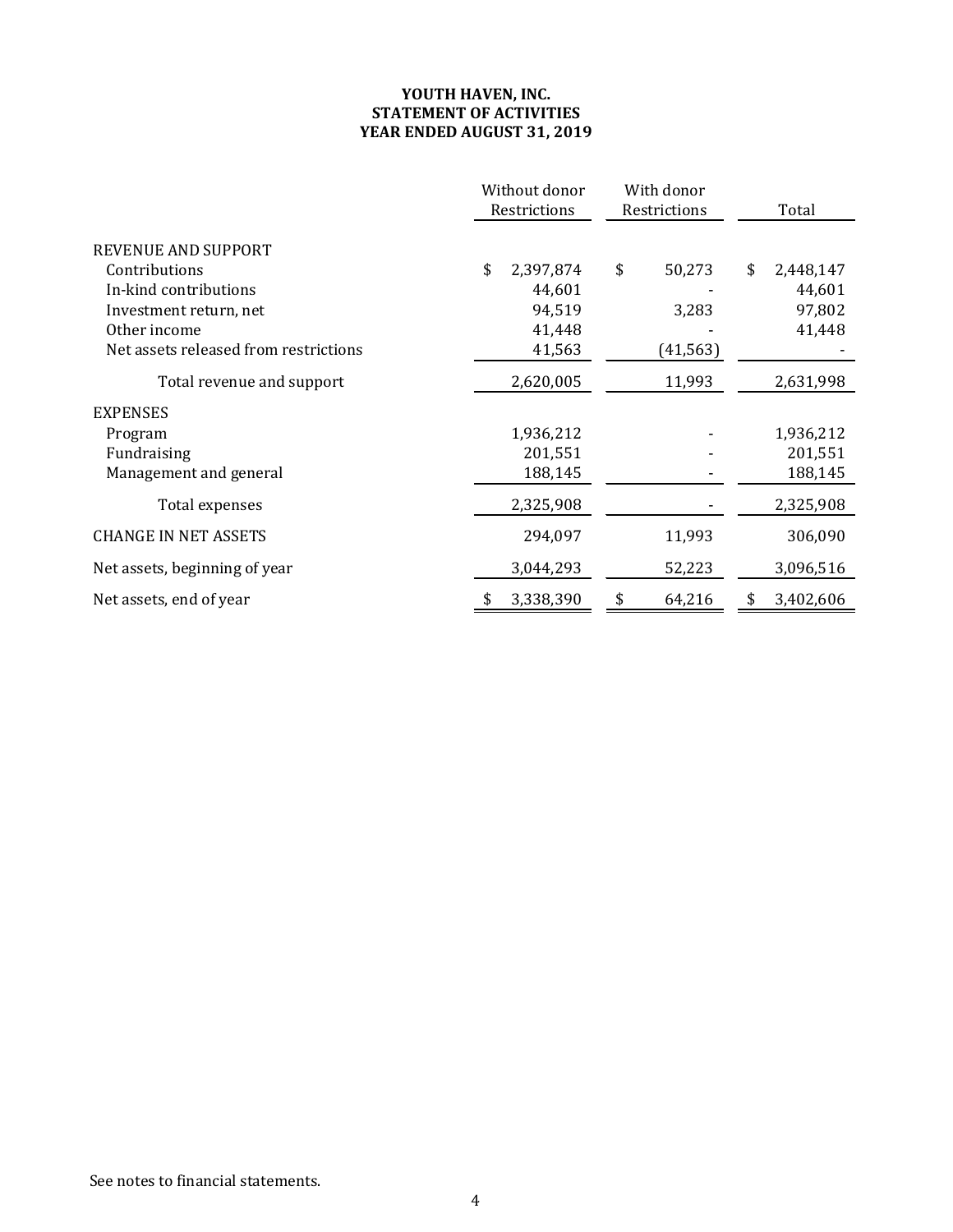# YOUTH HAVEN, INC.
## STATEMENT OF ACTIVITIES
## YEAR ENDED AUGUST 31, 2019

| | Without donor Restrictions | With donor Restrictions | Total |
|---|---|---|---|
| REVENUE AND SUPPORT | | | |
| Contributions | $ 2,397,874 | $ 50,273 | $ 2,448,147 |
| In-kind contributions | 44,601 | - | 44,601 |
| Investment return, net | 94,519 | 3,283 | 97,802 |
| Other income | 41,448 | - | 41,448 |
| Net assets released from restrictions | 41,563 | (41,563) | - |
| Total revenue and support | 2,620,005 | 11,993 | 2,631,998 |
| EXPENSES | | | |
| Program | 1,936,212 | - | 1,936,212 |
| Fundraising | 201,551 | - | 201,551 |
| Management and general | 188,145 | - | 188,145 |
| Total expenses | 2,325,908 | - | 2,325,908 |
| CHANGE IN NET ASSETS | 294,097 | 11,993 | 306,090 |
| Net assets, beginning of year | 3,044,293 | 52,223 | 3,096,516 |
| Net assets, end of year | $ 3,338,390 | $ 64,216 | $ 3,402,606 |

See notes to financial statements.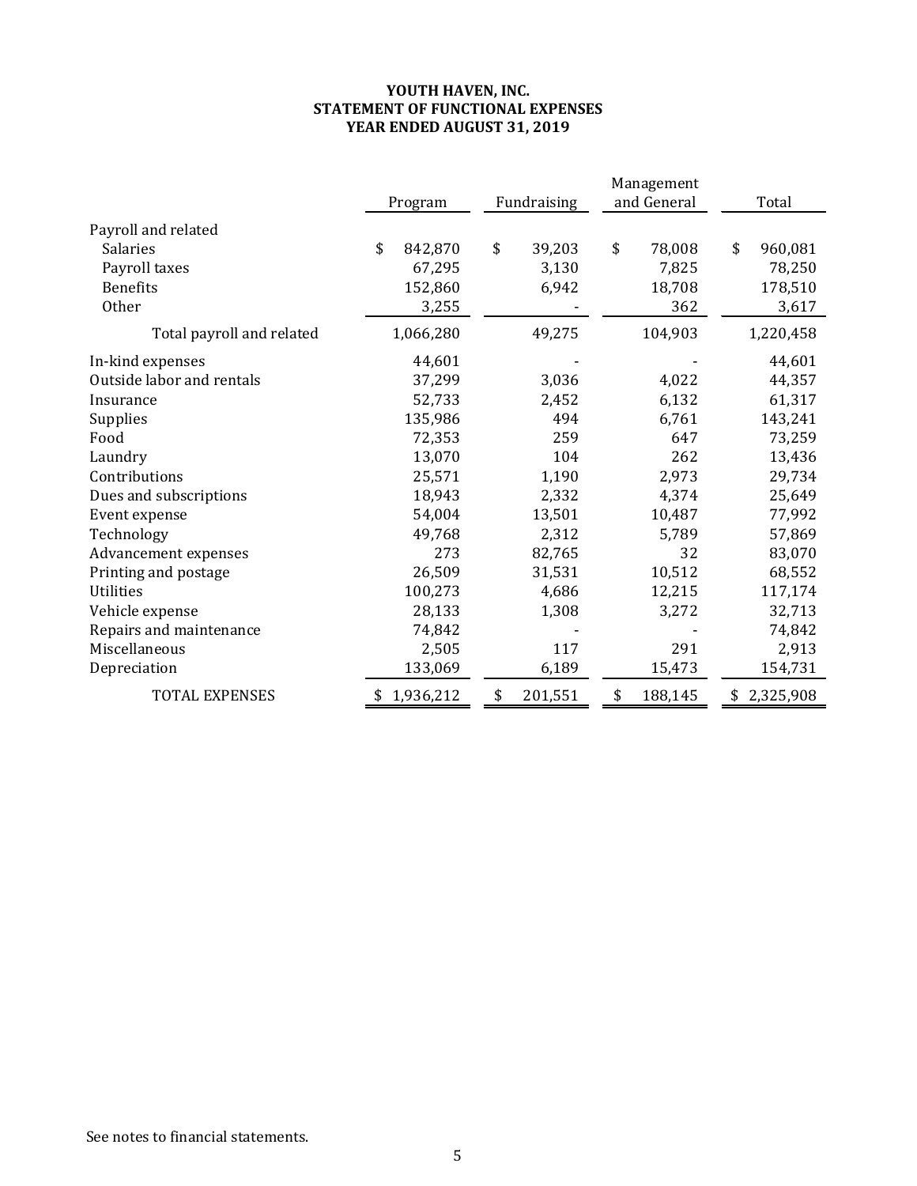**YOUTH HAVEN, INC.**
**STATEMENT OF FUNCTIONAL EXPENSES**
**YEAR ENDED AUGUST 31, 2019**

| | Program | Fundraising | Management and General | Total |
|---|---|---|---|---|
| Payroll and related | | | | |
| Salaries | $ 842,870 | $ 39,203 | $ 78,008 | $ 960,081 |
| Payroll taxes | 67,295 | 3,130 | 7,825 | 78,250 |
| Benefits | 152,860 | 6,942 | 18,708 | 178,510 |
| Other | 3,255 | - | 362 | 3,617 |
| Total payroll and related | 1,066,280 | 49,275 | 104,903 | 1,220,458 |
| In-kind expenses | 44,601 | - | - | 44,601 |
| Outside labor and rentals | 37,299 | 3,036 | 4,022 | 44,357 |
| Insurance | 52,733 | 2,452 | 6,132 | 61,317 |
| Supplies | 135,986 | 494 | 6,761 | 143,241 |
| Food | 72,353 | 259 | 647 | 73,259 |
| Laundry | 13,070 | 104 | 262 | 13,436 |
| Contributions | 25,571 | 1,190 | 2,973 | 29,734 |
| Dues and subscriptions | 18,943 | 2,332 | 4,374 | 25,649 |
| Event expense | 54,004 | 13,501 | 10,487 | 77,992 |
| Technology | 49,768 | 2,312 | 5,789 | 57,869 |
| Advancement expenses | 273 | 82,765 | 32 | 83,070 |
| Printing and postage | 26,509 | 31,531 | 10,512 | 68,552 |
| Utilities | 100,273 | 4,686 | 12,215 | 117,174 |
| Vehicle expense | 28,133 | 1,308 | 3,272 | 32,713 |
| Repairs and maintenance | 74,842 | - | - | 74,842 |
| Miscellaneous | 2,505 | 117 | 291 | 2,913 |
| Depreciation | 133,069 | 6,189 | 15,473 | 154,731 |
| TOTAL EXPENSES | $ 1,936,212 | $ 201,551 | $ 188,145 | $ 2,325,908 |

See notes to financial statements.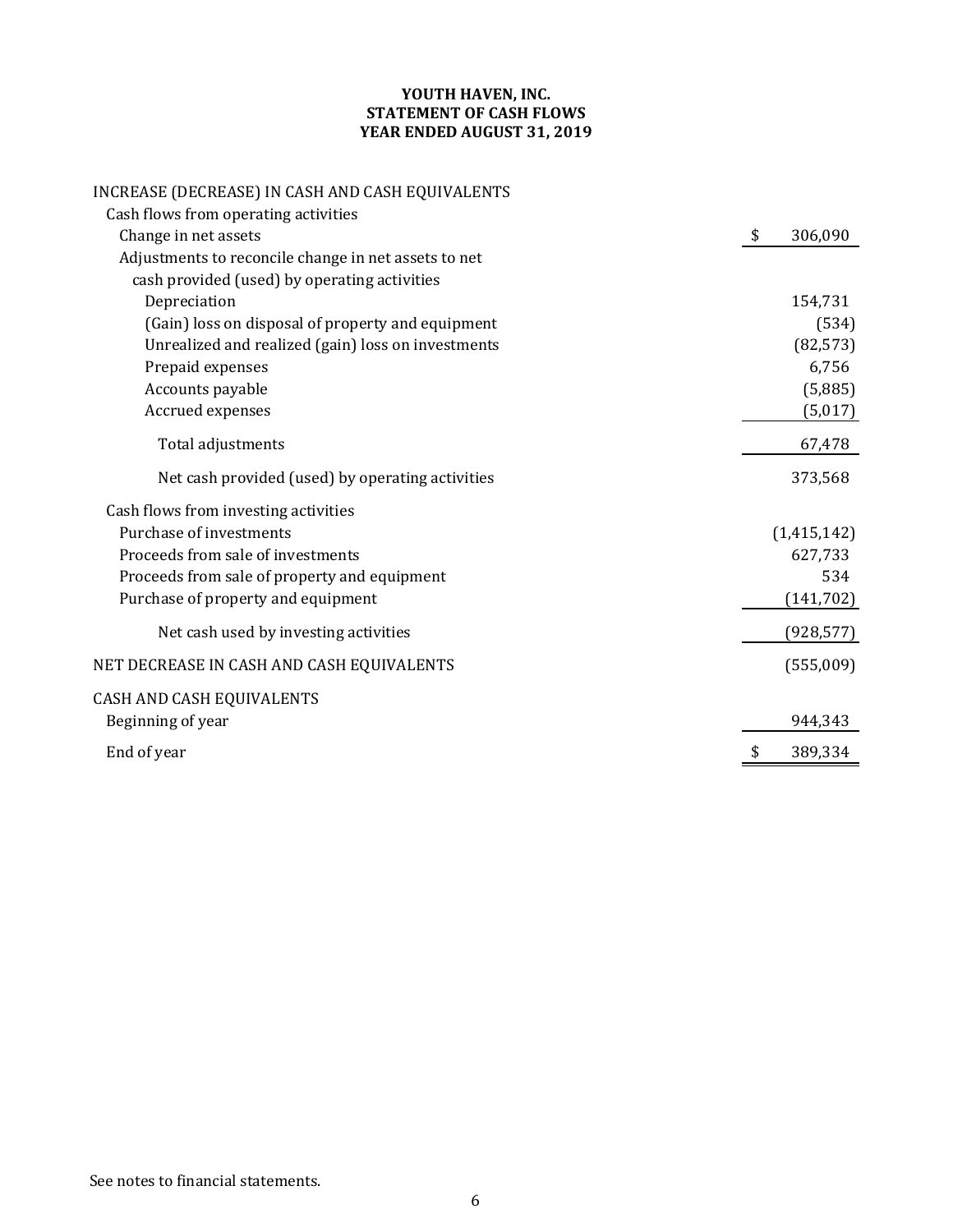**YOUTH HAVEN, INC.**
**STATEMENT OF CASH FLOWS**
**YEAR ENDED AUGUST 31, 2019**

| | |
|---|---|
| INCREASE (DECREASE) IN CASH AND CASH EQUIVALENTS | |
| Cash flows from operating activities | |
| Change in net assets | $ 306,090 |
| Adjustments to reconcile change in net assets to net cash provided (used) by operating activities | |
| Depreciation | 154,731 |
| (Gain) loss on disposal of property and equipment | (534) |
| Unrealized and realized (gain) loss on investments | (82,573) |
| Prepaid expenses | 6,756 |
| Accounts payable | (5,885) |
| Accrued expenses | (5,017) |
| Total adjustments | 67,478 |
| Net cash provided (used) by operating activities | 373,568 |
| Cash flows from investing activities | |
| Purchase of investments | (1,415,142) |
| Proceeds from sale of investments | 627,733 |
| Proceeds from sale of property and equipment | 534 |
| Purchase of property and equipment | (141,702) |
| Net cash used by investing activities | (928,577) |
| NET DECREASE IN CASH AND CASH EQUIVALENTS | (555,009) |
| CASH AND CASH EQUIVALENTS | |
| Beginning of year | 944,343 |
| End of year | $ 389,334 |

See notes to financial statements.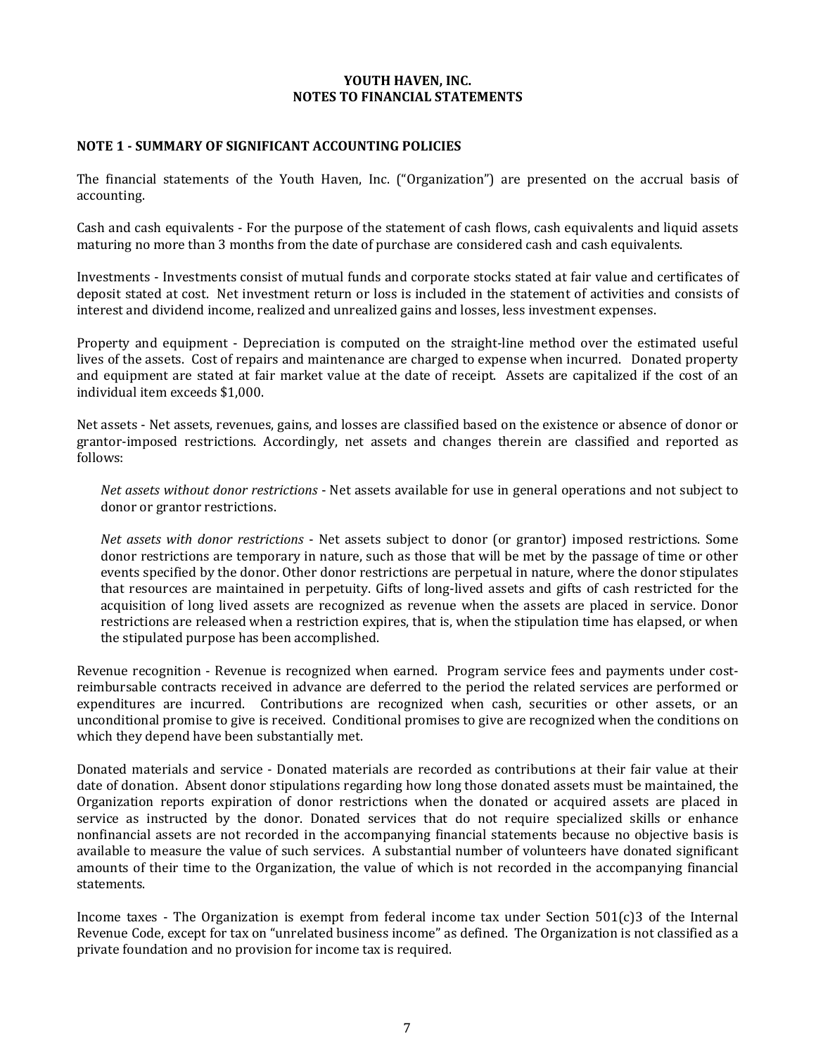**YOUTH HAVEN, INC.**
**NOTES TO FINANCIAL STATEMENTS**

## NOTE 1 - SUMMARY OF SIGNIFICANT ACCOUNTING POLICIES

The financial statements of the Youth Haven, Inc. ("Organization") are presented on the accrual basis of accounting.

Cash and cash equivalents - For the purpose of the statement of cash flows, cash equivalents and liquid assets maturing no more than 3 months from the date of purchase are considered cash and cash equivalents.

Investments - Investments consist of mutual funds and corporate stocks stated at fair value and certificates of deposit stated at cost. Net investment return or loss is included in the statement of activities and consists of interest and dividend income, realized and unrealized gains and losses, less investment expenses.

Property and equipment - Depreciation is computed on the straight-line method over the estimated useful lives of the assets. Cost of repairs and maintenance are charged to expense when incurred. Donated property and equipment are stated at fair market value at the date of receipt. Assets are capitalized if the cost of an individual item exceeds $1,000.

Net assets - Net assets, revenues, gains, and losses are classified based on the existence or absence of donor or grantor-imposed restrictions. Accordingly, net assets and changes therein are classified and reported as follows:

*Net assets without donor restrictions* - Net assets available for use in general operations and not subject to donor or grantor restrictions.

*Net assets with donor restrictions* - Net assets subject to donor (or grantor) imposed restrictions. Some donor restrictions are temporary in nature, such as those that will be met by the passage of time or other events specified by the donor. Other donor restrictions are perpetual in nature, where the donor stipulates that resources are maintained in perpetuity. Gifts of long-lived assets and gifts of cash restricted for the acquisition of long lived assets are recognized as revenue when the assets are placed in service. Donor restrictions are released when a restriction expires, that is, when the stipulation time has elapsed, or when the stipulated purpose has been accomplished.

Revenue recognition - Revenue is recognized when earned. Program service fees and payments under cost-reimbursable contracts received in advance are deferred to the period the related services are performed or expenditures are incurred. Contributions are recognized when cash, securities or other assets, or an unconditional promise to give is received. Conditional promises to give are recognized when the conditions on which they depend have been substantially met.

Donated materials and service - Donated materials are recorded as contributions at their fair value at their date of donation. Absent donor stipulations regarding how long those donated assets must be maintained, the Organization reports expiration of donor restrictions when the donated or acquired assets are placed in service as instructed by the donor. Donated services that do not require specialized skills or enhance nonfinancial assets are not recorded in the accompanying financial statements because no objective basis is available to measure the value of such services. A substantial number of volunteers have donated significant amounts of their time to the Organization, the value of which is not recorded in the accompanying financial statements.

Income taxes - The Organization is exempt from federal income tax under Section 501(c)3 of the Internal Revenue Code, except for tax on "unrelated business income" as defined. The Organization is not classified as a private foundation and no provision for income tax is required.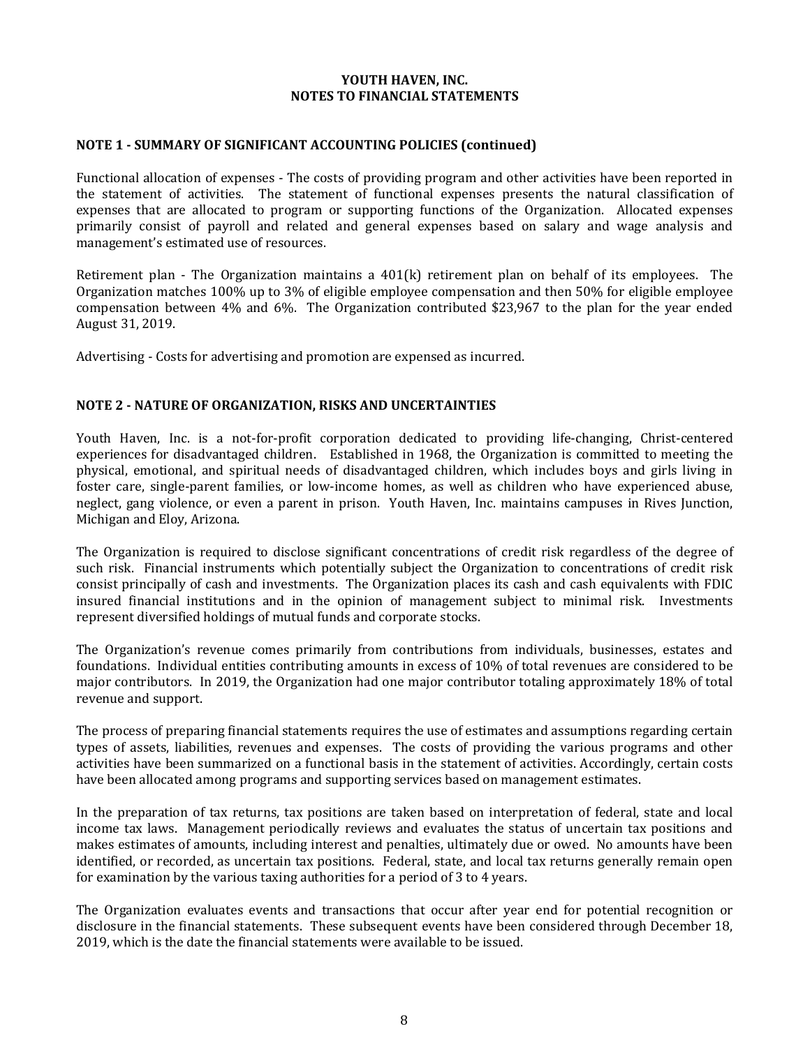# YOUTH HAVEN, INC.
# NOTES TO FINANCIAL STATEMENTS

## NOTE 1 - SUMMARY OF SIGNIFICANT ACCOUNTING POLICIES (continued)

Functional allocation of expenses - The costs of providing program and other activities have been reported in the statement of activities. The statement of functional expenses presents the natural classification of expenses that are allocated to program or supporting functions of the Organization. Allocated expenses primarily consist of payroll and related and general expenses based on salary and wage analysis and management's estimated use of resources.

Retirement plan - The Organization maintains a 401(k) retirement plan on behalf of its employees. The Organization matches 100% up to 3% of eligible employee compensation and then 50% for eligible employee compensation between 4% and 6%. The Organization contributed $23,967 to the plan for the year ended August 31, 2019.

Advertising - Costs for advertising and promotion are expensed as incurred.

## NOTE 2 - NATURE OF ORGANIZATION, RISKS AND UNCERTAINTIES

Youth Haven, Inc. is a not-for-profit corporation dedicated to providing life-changing, Christ-centered experiences for disadvantaged children. Established in 1968, the Organization is committed to meeting the physical, emotional, and spiritual needs of disadvantaged children, which includes boys and girls living in foster care, single-parent families, or low-income homes, as well as children who have experienced abuse, neglect, gang violence, or even a parent in prison. Youth Haven, Inc. maintains campuses in Rives Junction, Michigan and Eloy, Arizona.

The Organization is required to disclose significant concentrations of credit risk regardless of the degree of such risk. Financial instruments which potentially subject the Organization to concentrations of credit risk consist principally of cash and investments. The Organization places its cash and cash equivalents with FDIC insured financial institutions and in the opinion of management subject to minimal risk. Investments represent diversified holdings of mutual funds and corporate stocks.

The Organization's revenue comes primarily from contributions from individuals, businesses, estates and foundations. Individual entities contributing amounts in excess of 10% of total revenues are considered to be major contributors. In 2019, the Organization had one major contributor totaling approximately 18% of total revenue and support.

The process of preparing financial statements requires the use of estimates and assumptions regarding certain types of assets, liabilities, revenues and expenses. The costs of providing the various programs and other activities have been summarized on a functional basis in the statement of activities. Accordingly, certain costs have been allocated among programs and supporting services based on management estimates.

In the preparation of tax returns, tax positions are taken based on interpretation of federal, state and local income tax laws. Management periodically reviews and evaluates the status of uncertain tax positions and makes estimates of amounts, including interest and penalties, ultimately due or owed. No amounts have been identified, or recorded, as uncertain tax positions. Federal, state, and local tax returns generally remain open for examination by the various taxing authorities for a period of 3 to 4 years.

The Organization evaluates events and transactions that occur after year end for potential recognition or disclosure in the financial statements. These subsequent events have been considered through December 18, 2019, which is the date the financial statements were available to be issued.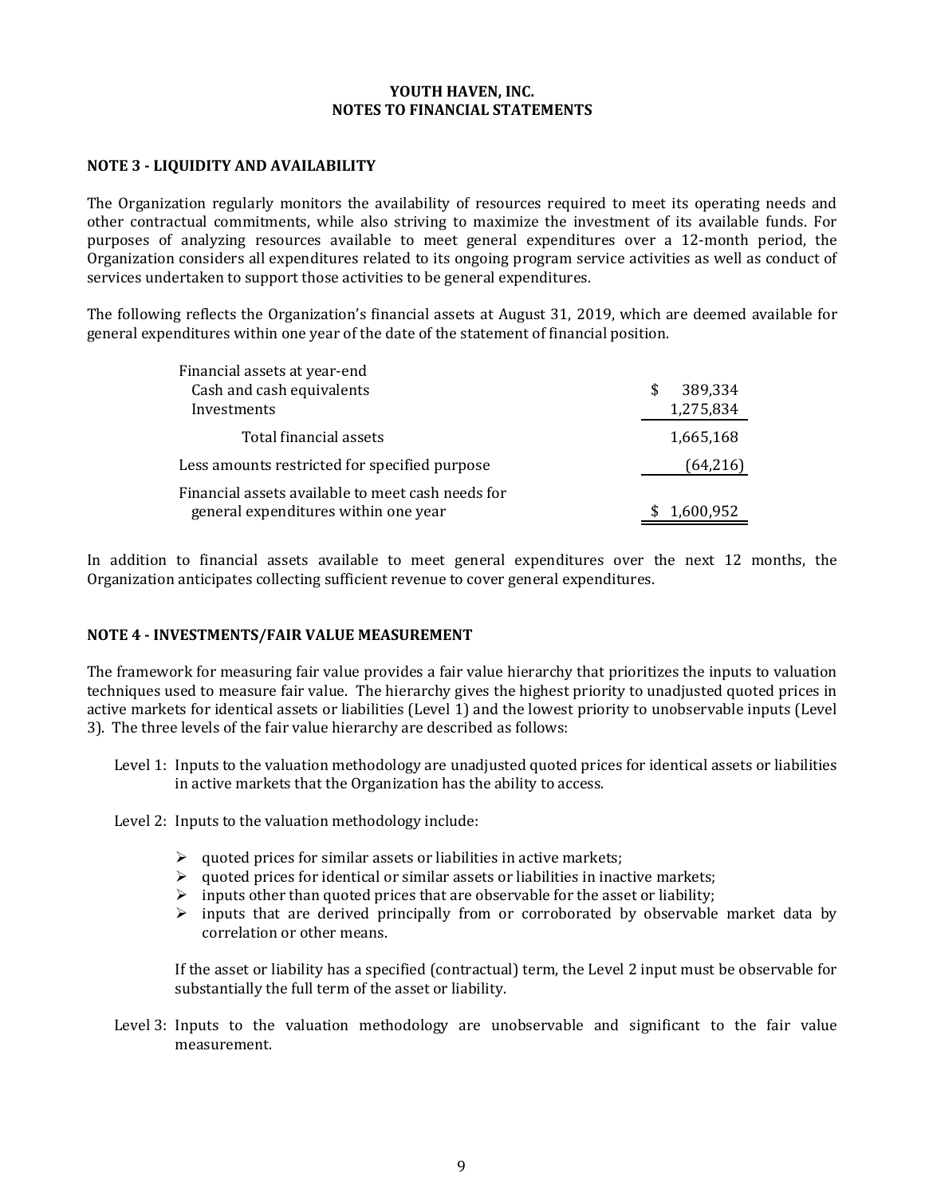**YOUTH HAVEN, INC.**
**NOTES TO FINANCIAL STATEMENTS**

### NOTE 3 - LIQUIDITY AND AVAILABILITY

The Organization regularly monitors the availability of resources required to meet its operating needs and other contractual commitments, while also striving to maximize the investment of its available funds. For purposes of analyzing resources available to meet general expenditures over a 12-month period, the Organization considers all expenditures related to its ongoing program service activities as well as conduct of services undertaken to support those activities to be general expenditures.

The following reflects the Organization's financial assets at August 31, 2019, which are deemed available for general expenditures within one year of the date of the statement of financial position.

| | |
|---|---:|
| Financial assets at year-end | |
| Cash and cash equivalents | $ 389,334 |
| Investments | 1,275,834 |
| Total financial assets | 1,665,168 |
| Less amounts restricted for specified purpose | (64,216) |
| Financial assets available to meet cash needs for general expenditures within one year | $ 1,600,952 |

In addition to financial assets available to meet general expenditures over the next 12 months, the Organization anticipates collecting sufficient revenue to cover general expenditures.

### NOTE 4 - INVESTMENTS/FAIR VALUE MEASUREMENT

The framework for measuring fair value provides a fair value hierarchy that prioritizes the inputs to valuation techniques used to measure fair value. The hierarchy gives the highest priority to unadjusted quoted prices in active markets for identical assets or liabilities (Level 1) and the lowest priority to unobservable inputs (Level 3). The three levels of the fair value hierarchy are described as follows:

Level 1: Inputs to the valuation methodology are unadjusted quoted prices for identical assets or liabilities in active markets that the Organization has the ability to access.

Level 2: Inputs to the valuation methodology include:

- quoted prices for similar assets or liabilities in active markets;
- quoted prices for identical or similar assets or liabilities in inactive markets;
- inputs other than quoted prices that are observable for the asset or liability;
- inputs that are derived principally from or corroborated by observable market data by correlation or other means.

If the asset or liability has a specified (contractual) term, the Level 2 input must be observable for substantially the full term of the asset or liability.

Level 3: Inputs to the valuation methodology are unobservable and significant to the fair value measurement.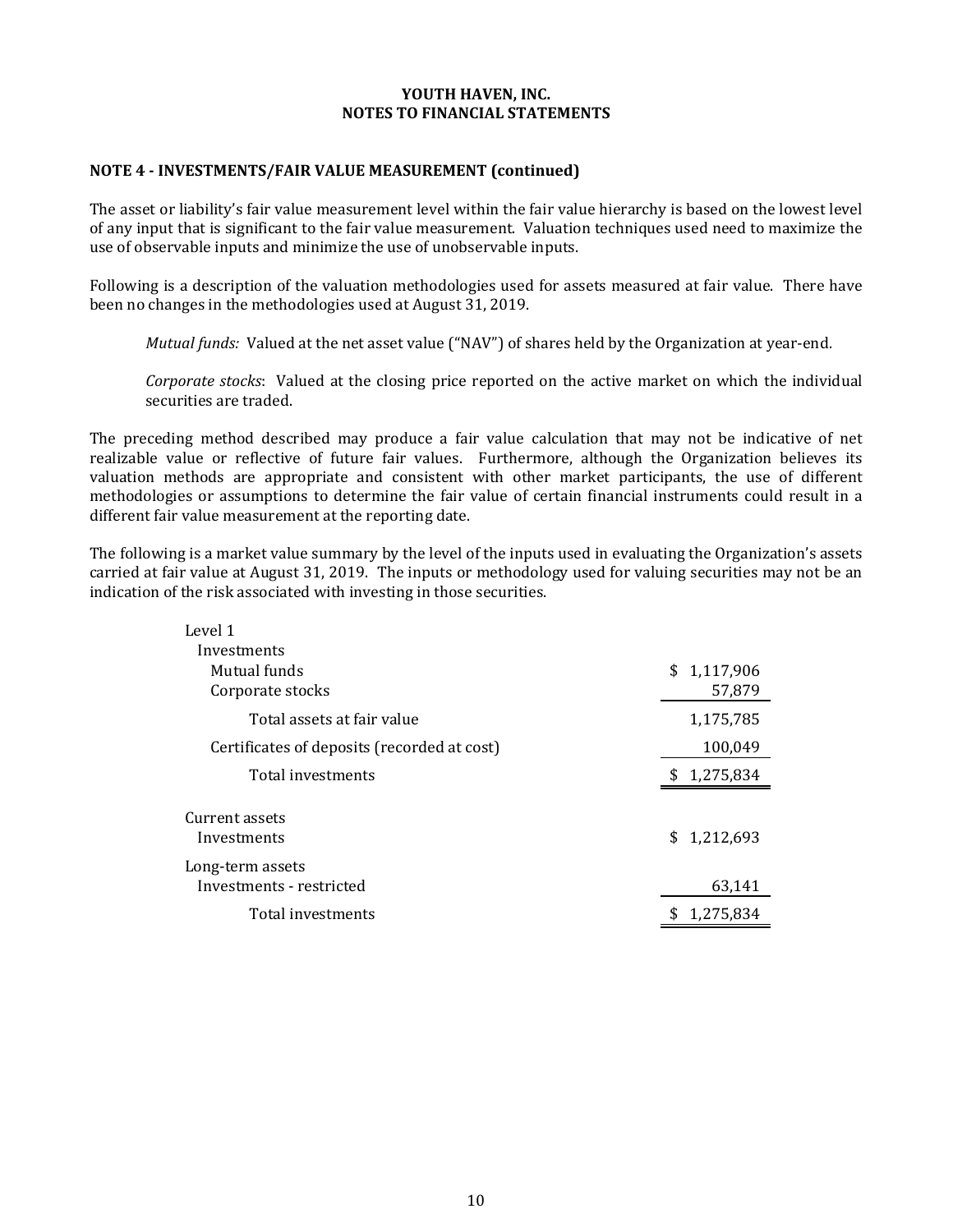**YOUTH HAVEN, INC.**
**NOTES TO FINANCIAL STATEMENTS**

**NOTE 4 - INVESTMENTS/FAIR VALUE MEASUREMENT (continued)**

The asset or liability's fair value measurement level within the fair value hierarchy is based on the lowest level of any input that is significant to the fair value measurement. Valuation techniques used need to maximize the use of observable inputs and minimize the use of unobservable inputs.

Following is a description of the valuation methodologies used for assets measured at fair value. There have been no changes in the methodologies used at August 31, 2019.

*Mutual funds:* Valued at the net asset value ("NAV") of shares held by the Organization at year-end.

*Corporate stocks*: Valued at the closing price reported on the active market on which the individual securities are traded.

The preceding method described may produce a fair value calculation that may not be indicative of net realizable value or reflective of future fair values. Furthermore, although the Organization believes its valuation methods are appropriate and consistent with other market participants, the use of different methodologies or assumptions to determine the fair value of certain financial instruments could result in a different fair value measurement at the reporting date.

The following is a market value summary by the level of the inputs used in evaluating the Organization's assets carried at fair value at August 31, 2019. The inputs or methodology used for valuing securities may not be an indication of the risk associated with investing in those securities.

| | |
|---|---|
| Level 1 | |
| Investments | |
| Mutual funds | $ 1,117,906 |
| Corporate stocks | 57,879 |
| Total assets at fair value | 1,175,785 |
| Certificates of deposits (recorded at cost) | 100,049 |
| Total investments | $ 1,275,834 |
| | |
| Current assets | |
| Investments | $ 1,212,693 |
| Long-term assets | |
| Investments - restricted | 63,141 |
| Total investments | $ 1,275,834 |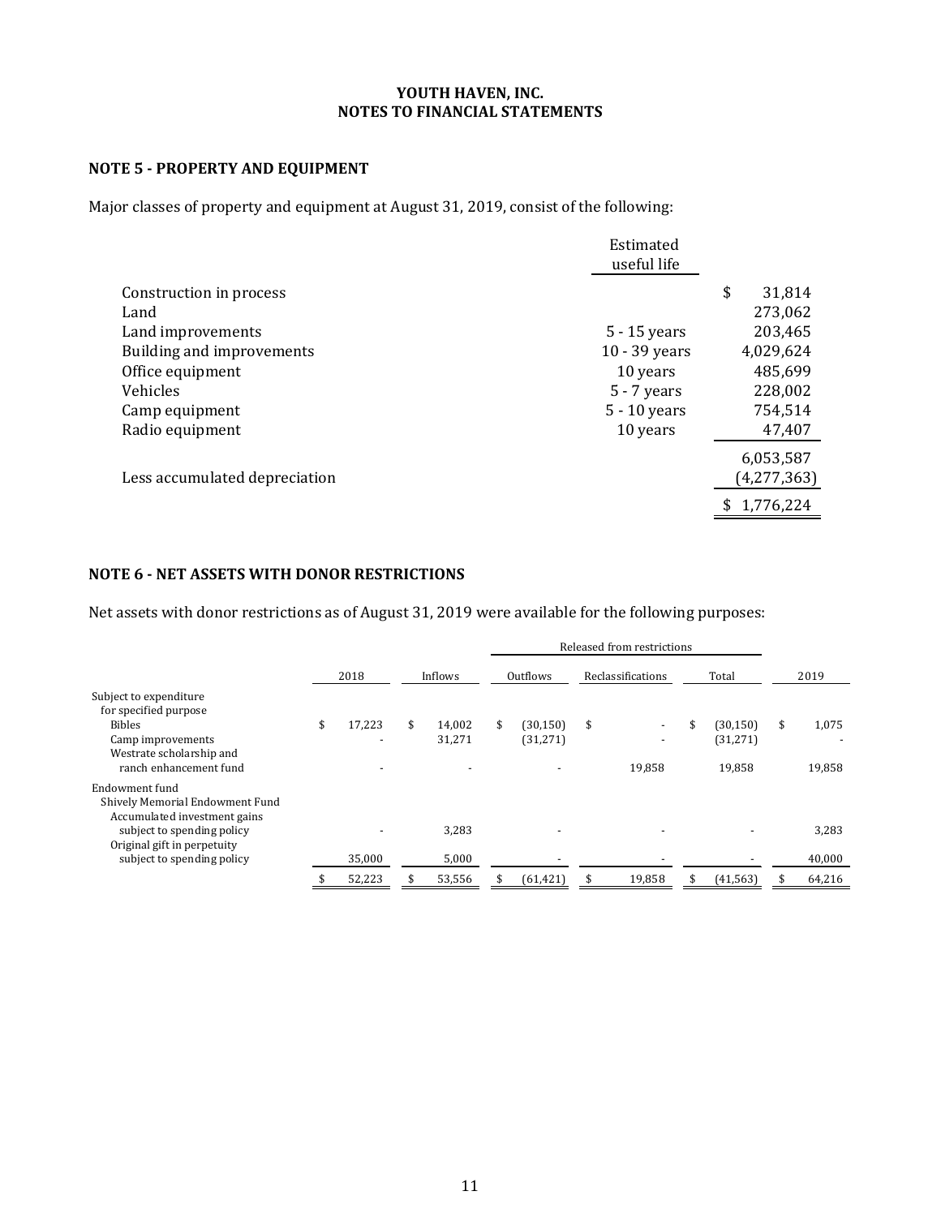**YOUTH HAVEN, INC.**
**NOTES TO FINANCIAL STATEMENTS**

### NOTE 5 - PROPERTY AND EQUIPMENT

Major classes of property and equipment at August 31, 2019, consist of the following:

| | Estimated useful life | |
|---|---|---|
| Construction in process | | $ 31,814 |
| Land | | 273,062 |
| Land improvements | 5 - 15 years | 203,465 |
| Building and improvements | 10 - 39 years | 4,029,624 |
| Office equipment | 10 years | 485,699 |
| Vehicles | 5 - 7 years | 228,002 |
| Camp equipment | 5 - 10 years | 754,514 |
| Radio equipment | 10 years | 47,407 |
| | | 6,053,587 |
| Less accumulated depreciation | | (4,277,363) |
| | | $ 1,776,224 |

### NOTE 6 - NET ASSETS WITH DONOR RESTRICTIONS

Net assets with donor restrictions as of August 31, 2019 were available for the following purposes:

| | | | Released from restrictions | | | |
|---|---|---|---|---|---|---|
| | 2018 | Inflows | Outflows | Reclassifications | Total | 2019 |
| Subject to expenditure for specified purpose | | | | | | |
| Bibles | $ 17,223 | $ 14,002 | $ (30,150) | $ - | $ (30,150) | $ 1,075 |
| Camp improvements | - | 31,271 | (31,271) | - | (31,271) | - |
| Westrate scholarship and ranch enhancement fund | - | - | - | 19,858 | 19,858 | 19,858 |
| Endowment fund | | | | | | |
| Shively Memorial Endowment Fund | | | | | | |
| Accumulated investment gains subject to spending policy | - | 3,283 | - | - | - | 3,283 |
| Original gift in perpetuity subject to spending policy | 35,000 | 5,000 | - | - | - | 40,000 |
| | $ 52,223 | $ 53,556 | $ (61,421) | $ 19,858 | $ (41,563) | $ 64,216 |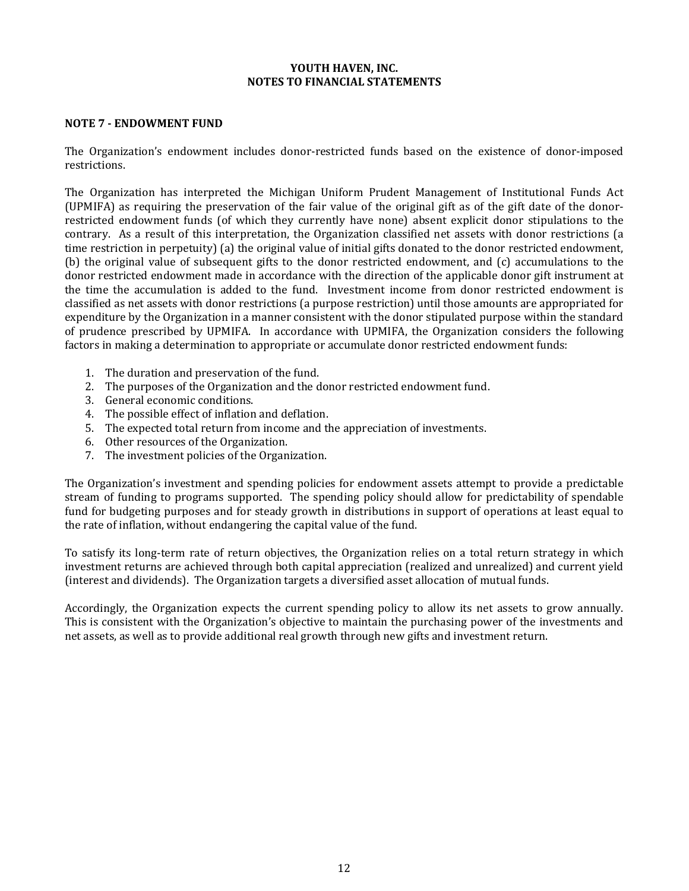**YOUTH HAVEN, INC.**
**NOTES TO FINANCIAL STATEMENTS**

## NOTE 7 - ENDOWMENT FUND

The Organization's endowment includes donor-restricted funds based on the existence of donor-imposed restrictions.

The Organization has interpreted the Michigan Uniform Prudent Management of Institutional Funds Act (UPMIFA) as requiring the preservation of the fair value of the original gift as of the gift date of the donor-restricted endowment funds (of which they currently have none) absent explicit donor stipulations to the contrary. As a result of this interpretation, the Organization classified net assets with donor restrictions (a time restriction in perpetuity) (a) the original value of initial gifts donated to the donor restricted endowment, (b) the original value of subsequent gifts to the donor restricted endowment, and (c) accumulations to the donor restricted endowment made in accordance with the direction of the applicable donor gift instrument at the time the accumulation is added to the fund. Investment income from donor restricted endowment is classified as net assets with donor restrictions (a purpose restriction) until those amounts are appropriated for expenditure by the Organization in a manner consistent with the donor stipulated purpose within the standard of prudence prescribed by UPMIFA. In accordance with UPMIFA, the Organization considers the following factors in making a determination to appropriate or accumulate donor restricted endowment funds:

1. The duration and preservation of the fund.
2. The purposes of the Organization and the donor restricted endowment fund.
3. General economic conditions.
4. The possible effect of inflation and deflation.
5. The expected total return from income and the appreciation of investments.
6. Other resources of the Organization.
7. The investment policies of the Organization.

The Organization's investment and spending policies for endowment assets attempt to provide a predictable stream of funding to programs supported. The spending policy should allow for predictability of spendable fund for budgeting purposes and for steady growth in distributions in support of operations at least equal to the rate of inflation, without endangering the capital value of the fund.

To satisfy its long-term rate of return objectives, the Organization relies on a total return strategy in which investment returns are achieved through both capital appreciation (realized and unrealized) and current yield (interest and dividends). The Organization targets a diversified asset allocation of mutual funds.

Accordingly, the Organization expects the current spending policy to allow its net assets to grow annually. This is consistent with the Organization's objective to maintain the purchasing power of the investments and net assets, as well as to provide additional real growth through new gifts and investment return.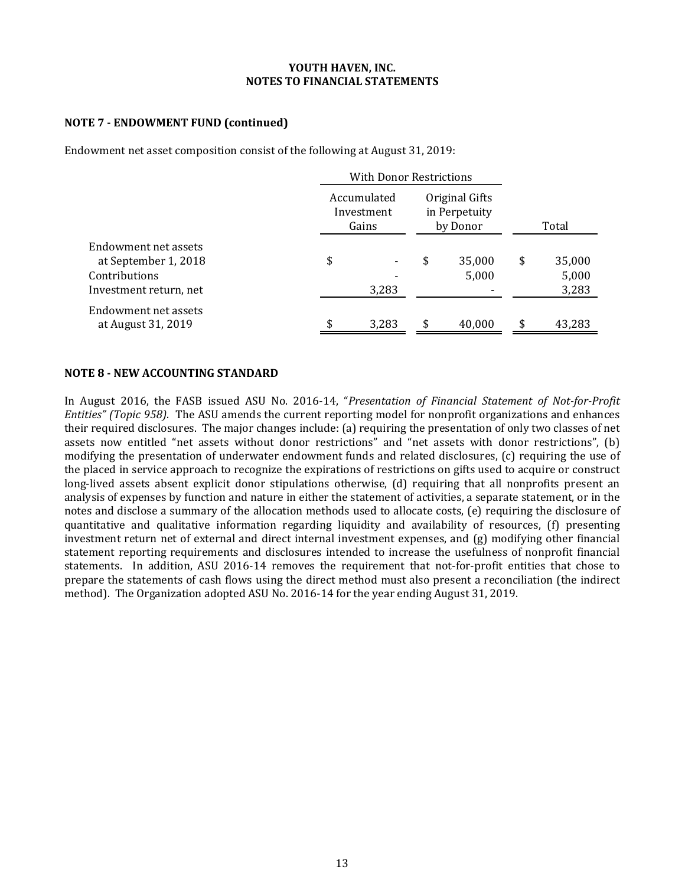**YOUTH HAVEN, INC.**
**NOTES TO FINANCIAL STATEMENTS**

### NOTE 7 - ENDOWMENT FUND (continued)

Endowment net asset composition consist of the following at August 31, 2019:

| | With Donor Restrictions | | |
|---|---|---|---|
| | Accumulated Investment Gains | Original Gifts in Perpetuity by Donor | Total |
| Endowment net assets at September 1, 2018 | $ - | $ 35,000 | $ 35,000 |
| Contributions | - | 5,000 | 5,000 |
| Investment return, net | 3,283 | - | 3,283 |
| Endowment net assets at August 31, 2019 | $ 3,283 | $ 40,000 | $ 43,283 |

### NOTE 8 - NEW ACCOUNTING STANDARD

In August 2016, the FASB issued ASU No. 2016-14, "*Presentation of Financial Statement of Not-for-Profit Entities" (Topic 958)*. The ASU amends the current reporting model for nonprofit organizations and enhances their required disclosures. The major changes include: (a) requiring the presentation of only two classes of net assets now entitled "net assets without donor restrictions" and "net assets with donor restrictions", (b) modifying the presentation of underwater endowment funds and related disclosures, (c) requiring the use of the placed in service approach to recognize the expirations of restrictions on gifts used to acquire or construct long-lived assets absent explicit donor stipulations otherwise, (d) requiring that all nonprofits present an analysis of expenses by function and nature in either the statement of activities, a separate statement, or in the notes and disclose a summary of the allocation methods used to allocate costs, (e) requiring the disclosure of quantitative and qualitative information regarding liquidity and availability of resources, (f) presenting investment return net of external and direct internal investment expenses, and (g) modifying other financial statement reporting requirements and disclosures intended to increase the usefulness of nonprofit financial statements. In addition, ASU 2016-14 removes the requirement that not-for-profit entities that chose to prepare the statements of cash flows using the direct method must also present a reconciliation (the indirect method). The Organization adopted ASU No. 2016-14 for the year ending August 31, 2019.